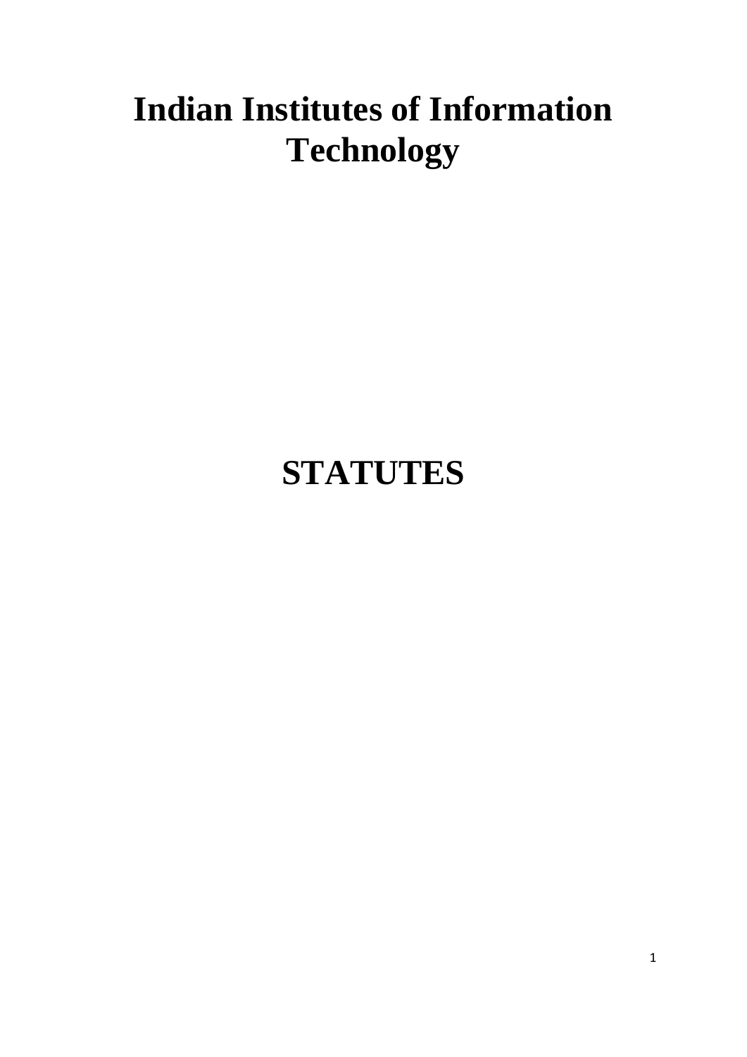# Indian Institutes of Information Technology

# STATUTES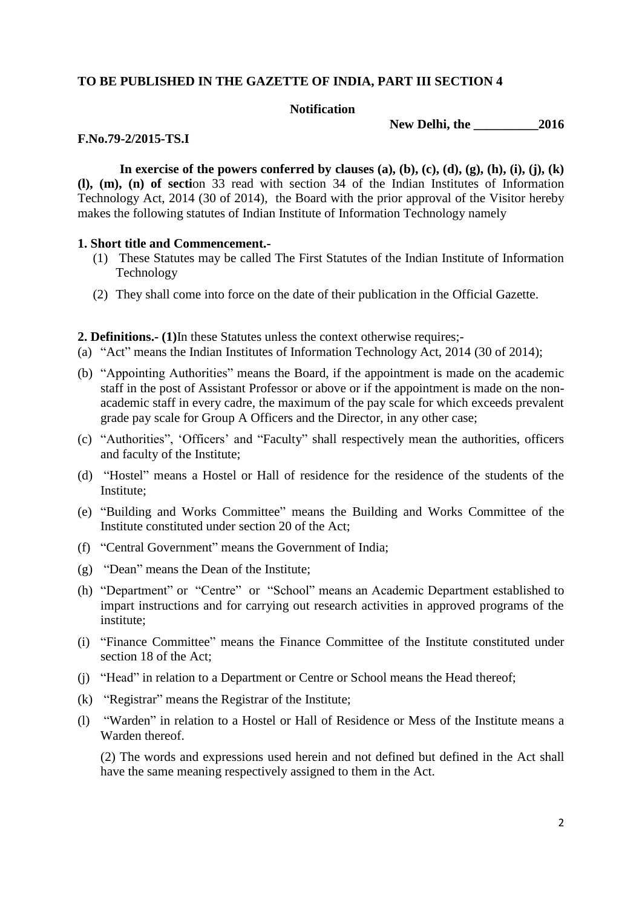**TO BE PUBLISHED IN THE GAZETTE OF INDIA, PART III SECTION 4**

**Notification**

**New Delhi, the __________2016**

**F.No.79-2/2015-TS.I**

**In exercise of the powers conferred by clauses (a), (b), (c), (d), (g), (h), (i), (j), (k) (l), (m), (n) of secti**on 33 read with section 34 of the Indian Institutes of Information Technology Act, 2014 (30 of 2014), the Board with the prior approval of the Visitor hereby makes the following statutes of Indian Institute of Information Technology namely

**1. Short title and Commencement.-**

(1) These Statutes may be called The First Statutes of the Indian Institute of Information Technology

(2) They shall come into force on the date of their publication in the Official Gazette.

**2. Definitions.- (1)**In these Statutes unless the context otherwise requires;-

(a) "Act" means the Indian Institutes of Information Technology Act, 2014 (30 of 2014);

(b) "Appointing Authorities" means the Board, if the appointment is made on the academic staff in the post of Assistant Professor or above or if the appointment is made on the non-academic staff in every cadre, the maximum of the pay scale for which exceeds prevalent grade pay scale for Group A Officers and the Director, in any other case;

(c) "Authorities", 'Officers' and "Faculty" shall respectively mean the authorities, officers and faculty of the Institute;

(d) "Hostel" means a Hostel or Hall of residence for the residence of the students of the Institute;

(e) "Building and Works Committee" means the Building and Works Committee of the Institute constituted under section 20 of the Act;

(f) "Central Government" means the Government of India;

(g) "Dean" means the Dean of the Institute;

(h) "Department" or "Centre" or "School" means an Academic Department established to impart instructions and for carrying out research activities in approved programs of the institute;

(i) "Finance Committee" means the Finance Committee of the Institute constituted under section 18 of the Act;

(j) "Head" in relation to a Department or Centre or School means the Head thereof;

(k) "Registrar" means the Registrar of the Institute;

(l) "Warden" in relation to a Hostel or Hall of Residence or Mess of the Institute means a Warden thereof.

(2) The words and expressions used herein and not defined but defined in the Act shall have the same meaning respectively assigned to them in the Act.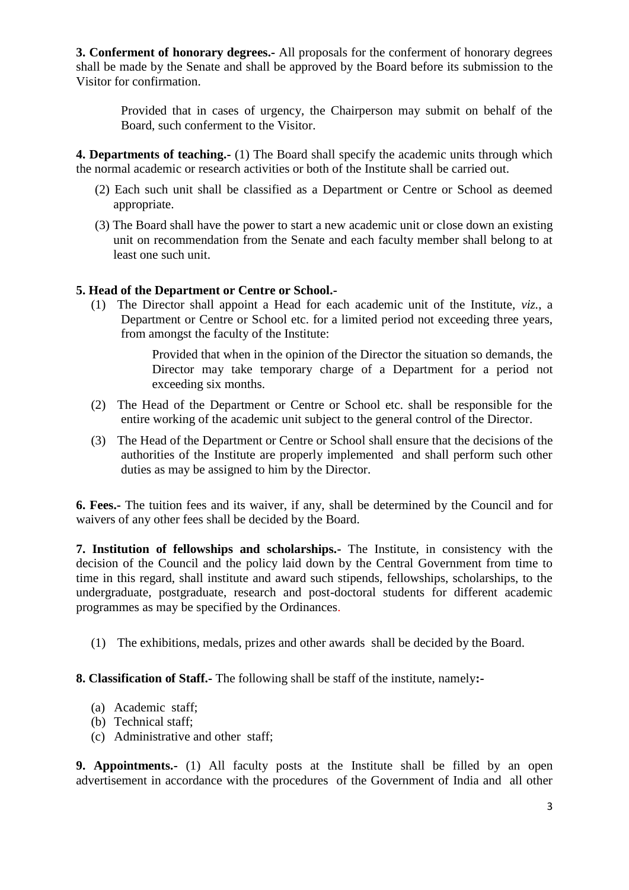**3. Conferment of honorary degrees.-** All proposals for the conferment of honorary degrees shall be made by the Senate and shall be approved by the Board before its submission to the Visitor for confirmation.

> Provided that in cases of urgency, the Chairperson may submit on behalf of the Board, such conferment to the Visitor.

**4. Departments of teaching.-** (1) The Board shall specify the academic units through which the normal academic or research activities or both of the Institute shall be carried out.

(2) Each such unit shall be classified as a Department or Centre or School as deemed appropriate.

(3) The Board shall have the power to start a new academic unit or close down an existing unit on recommendation from the Senate and each faculty member shall belong to at least one such unit.

**5. Head of the Department or Centre or School.-**

(1) The Director shall appoint a Head for each academic unit of the Institute, *viz.*, a Department or Centre or School etc. for a limited period not exceeding three years, from amongst the faculty of the Institute:

> Provided that when in the opinion of the Director the situation so demands, the Director may take temporary charge of a Department for a period not exceeding six months.

(2) The Head of the Department or Centre or School etc. shall be responsible for the entire working of the academic unit subject to the general control of the Director.

(3) The Head of the Department or Centre or School shall ensure that the decisions of the authorities of the Institute are properly implemented and shall perform such other duties as may be assigned to him by the Director.

**6. Fees.-** The tuition fees and its waiver, if any, shall be determined by the Council and for waivers of any other fees shall be decided by the Board.

**7. Institution of fellowships and scholarships.-** The Institute, in consistency with the decision of the Council and the policy laid down by the Central Government from time to time in this regard, shall institute and award such stipends, fellowships, scholarships, to the undergraduate, postgraduate, research and post-doctoral students for different academic programmes as may be specified by the Ordinances.

(1) The exhibitions, medals, prizes and other awards shall be decided by the Board.

**8. Classification of Staff.-** The following shall be staff of the institute, namely**:-**

(a) Academic staff;
(b) Technical staff;
(c) Administrative and other staff;

**9. Appointments.-** (1) All faculty posts at the Institute shall be filled by an open advertisement in accordance with the procedures of the Government of India and all other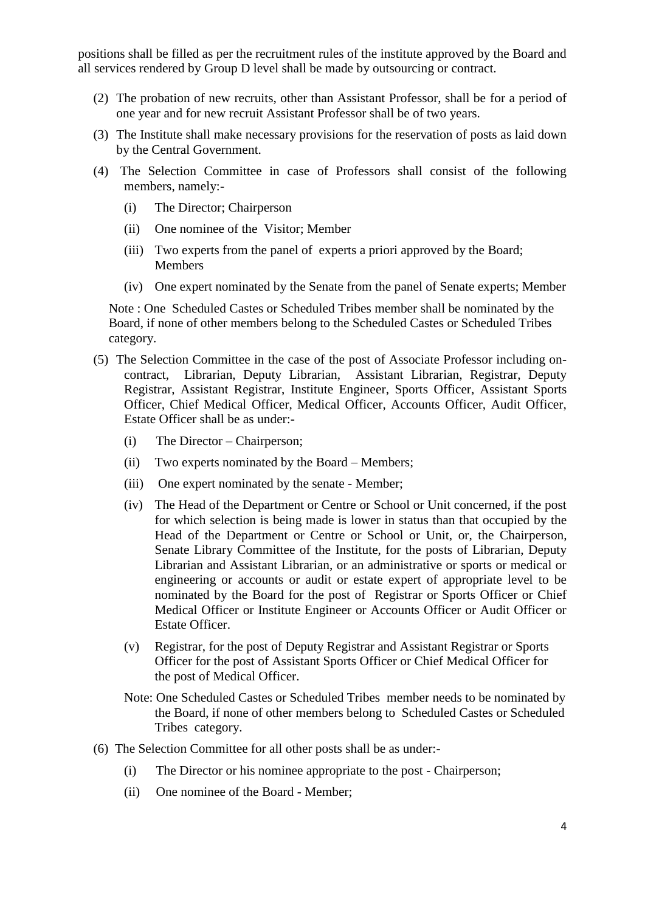positions shall be filled as per the recruitment rules of the institute approved by the Board and all services rendered by Group D level shall be made by outsourcing or contract.

(2) The probation of new recruits, other than Assistant Professor, shall be for a period of one year and for new recruit Assistant Professor shall be of two years.

(3) The Institute shall make necessary provisions for the reservation of posts as laid down by the Central Government.

(4) The Selection Committee in case of Professors shall consist of the following members, namely:-

- (i) The Director; Chairperson
- (ii) One nominee of the Visitor; Member
- (iii) Two experts from the panel of experts a priori approved by the Board; Members
- (iv) One expert nominated by the Senate from the panel of Senate experts; Member

Note : One Scheduled Castes or Scheduled Tribes member shall be nominated by the Board, if none of other members belong to the Scheduled Castes or Scheduled Tribes category.

(5) The Selection Committee in the case of the post of Associate Professor including on-contract, Librarian, Deputy Librarian, Assistant Librarian, Registrar, Deputy Registrar, Assistant Registrar, Institute Engineer, Sports Officer, Assistant Sports Officer, Chief Medical Officer, Medical Officer, Accounts Officer, Audit Officer, Estate Officer shall be as under:-

- (i) The Director – Chairperson;
- (ii) Two experts nominated by the Board – Members;
- (iii) One expert nominated by the senate - Member;
- (iv) The Head of the Department or Centre or School or Unit concerned, if the post for which selection is being made is lower in status than that occupied by the Head of the Department or Centre or School or Unit, or, the Chairperson, Senate Library Committee of the Institute, for the posts of Librarian, Deputy Librarian and Assistant Librarian, or an administrative or sports or medical or engineering or accounts or audit or estate expert of appropriate level to be nominated by the Board for the post of Registrar or Sports Officer or Chief Medical Officer or Institute Engineer or Accounts Officer or Audit Officer or Estate Officer.
- (v) Registrar, for the post of Deputy Registrar and Assistant Registrar or Sports Officer for the post of Assistant Sports Officer or Chief Medical Officer for the post of Medical Officer.

Note: One Scheduled Castes or Scheduled Tribes member needs to be nominated by the Board, if none of other members belong to Scheduled Castes or Scheduled Tribes category.

(6) The Selection Committee for all other posts shall be as under:-

- (i) The Director or his nominee appropriate to the post - Chairperson;
- (ii) One nominee of the Board - Member;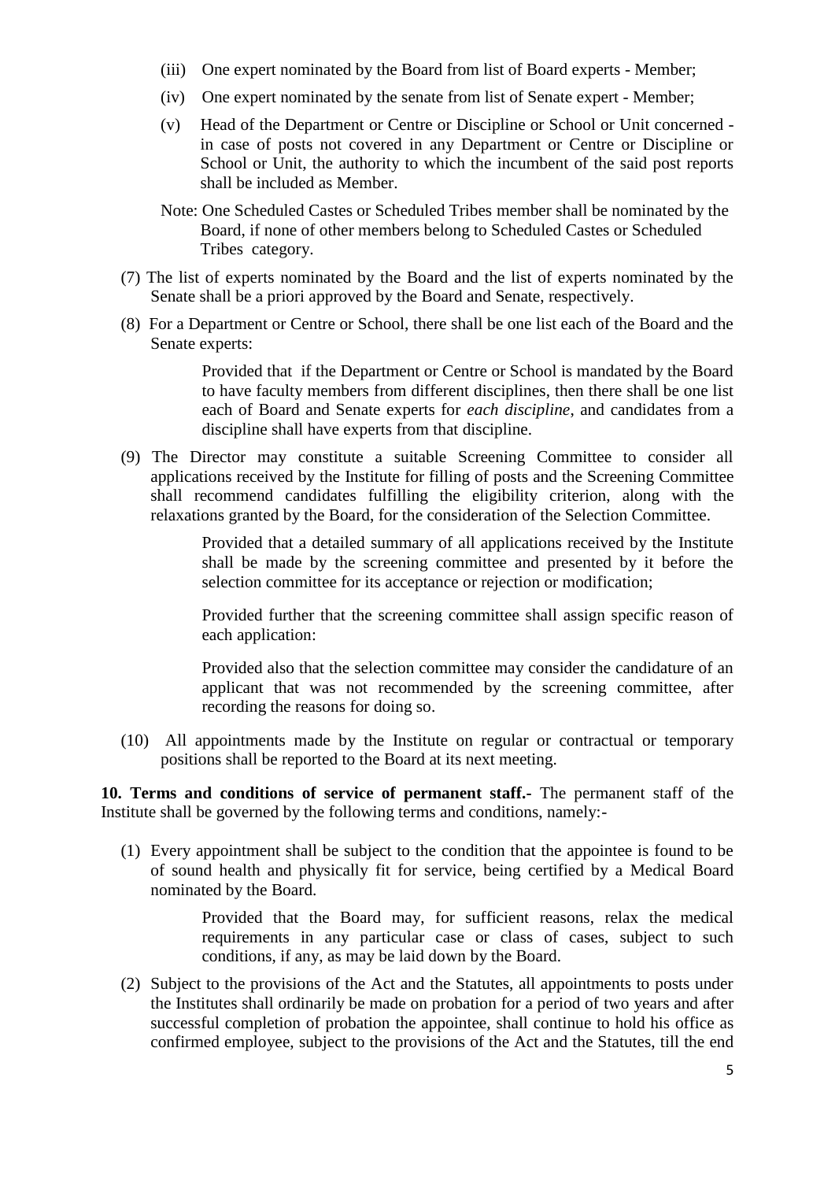(iii) One expert nominated by the Board from list of Board experts - Member;

(iv) One expert nominated by the senate from list of Senate expert - Member;

(v) Head of the Department or Centre or Discipline or School or Unit concerned - in case of posts not covered in any Department or Centre or Discipline or School or Unit, the authority to which the incumbent of the said post reports shall be included as Member.

Note: One Scheduled Castes or Scheduled Tribes member shall be nominated by the Board, if none of other members belong to Scheduled Castes or Scheduled Tribes category.

(7) The list of experts nominated by the Board and the list of experts nominated by the Senate shall be a priori approved by the Board and Senate, respectively.

(8) For a Department or Centre or School, there shall be one list each of the Board and the Senate experts:

> Provided that if the Department or Centre or School is mandated by the Board to have faculty members from different disciplines, then there shall be one list each of Board and Senate experts for *each discipline*, and candidates from a discipline shall have experts from that discipline.

(9) The Director may constitute a suitable Screening Committee to consider all applications received by the Institute for filling of posts and the Screening Committee shall recommend candidates fulfilling the eligibility criterion, along with the relaxations granted by the Board, for the consideration of the Selection Committee.

> Provided that a detailed summary of all applications received by the Institute shall be made by the screening committee and presented by it before the selection committee for its acceptance or rejection or modification;
>
> Provided further that the screening committee shall assign specific reason of each application:
>
> Provided also that the selection committee may consider the candidature of an applicant that was not recommended by the screening committee, after recording the reasons for doing so.

(10) All appointments made by the Institute on regular or contractual or temporary positions shall be reported to the Board at its next meeting.

**10. Terms and conditions of service of permanent staff.-** The permanent staff of the Institute shall be governed by the following terms and conditions, namely:-

(1) Every appointment shall be subject to the condition that the appointee is found to be of sound health and physically fit for service, being certified by a Medical Board nominated by the Board.

> Provided that the Board may, for sufficient reasons, relax the medical requirements in any particular case or class of cases, subject to such conditions, if any, as may be laid down by the Board.

(2) Subject to the provisions of the Act and the Statutes, all appointments to posts under the Institutes shall ordinarily be made on probation for a period of two years and after successful completion of probation the appointee, shall continue to hold his office as confirmed employee, subject to the provisions of the Act and the Statutes, till the end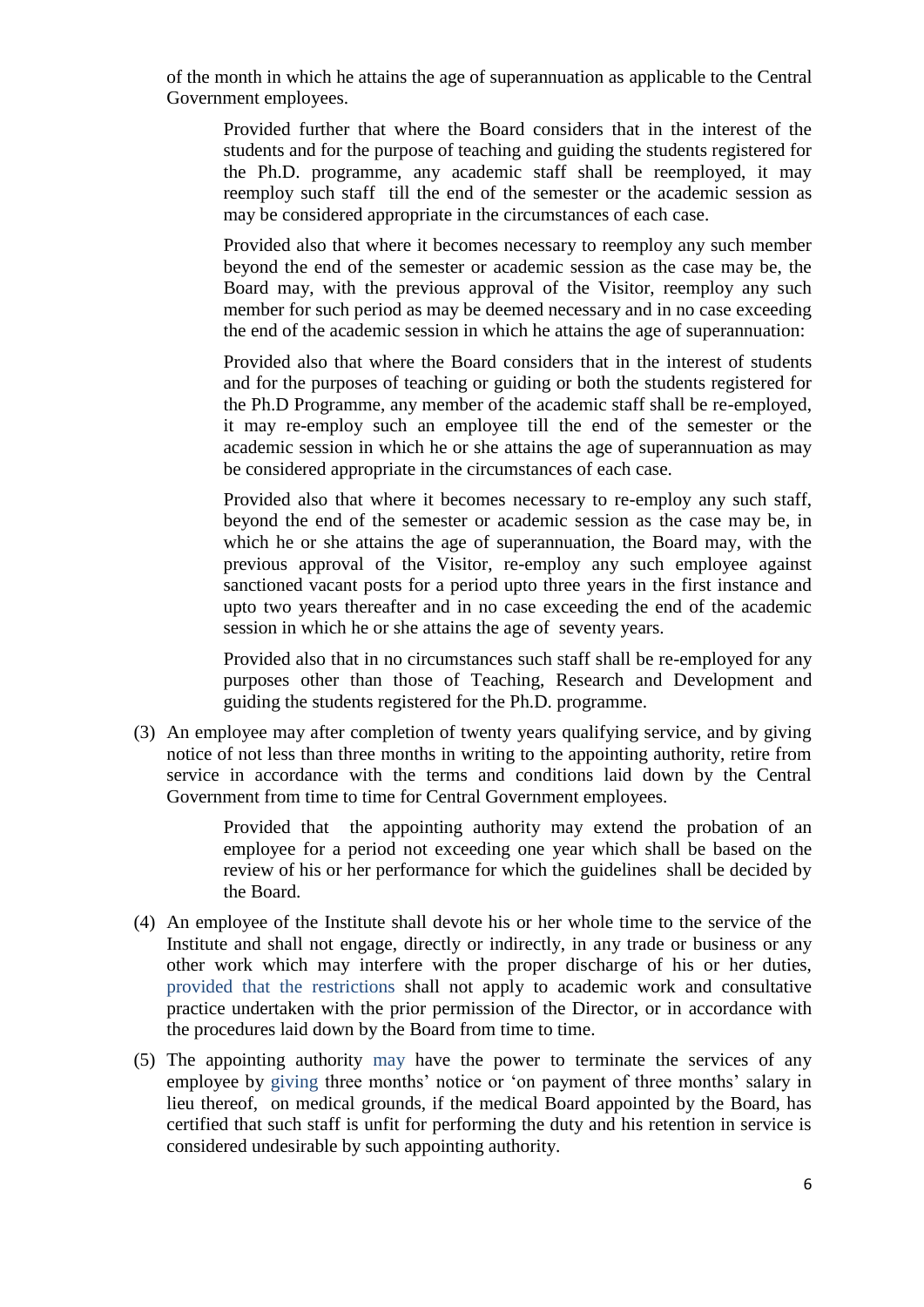of the month in which he attains the age of superannuation as applicable to the Central Government employees.

> Provided further that where the Board considers that in the interest of the students and for the purpose of teaching and guiding the students registered for the Ph.D. programme, any academic staff shall be reemployed, it may reemploy such staff till the end of the semester or the academic session as may be considered appropriate in the circumstances of each case.
>
> Provided also that where it becomes necessary to reemploy any such member beyond the end of the semester or academic session as the case may be, the Board may, with the previous approval of the Visitor, reemploy any such member for such period as may be deemed necessary and in no case exceeding the end of the academic session in which he attains the age of superannuation:
>
> Provided also that where the Board considers that in the interest of students and for the purposes of teaching or guiding or both the students registered for the Ph.D Programme, any member of the academic staff shall be re-employed, it may re-employ such an employee till the end of the semester or the academic session in which he or she attains the age of superannuation as may be considered appropriate in the circumstances of each case.
>
> Provided also that where it becomes necessary to re-employ any such staff, beyond the end of the semester or academic session as the case may be, in which he or she attains the age of superannuation, the Board may, with the previous approval of the Visitor, re-employ any such employee against sanctioned vacant posts for a period upto three years in the first instance and upto two years thereafter and in no case exceeding the end of the academic session in which he or she attains the age of seventy years.
>
> Provided also that in no circumstances such staff shall be re-employed for any purposes other than those of Teaching, Research and Development and guiding the students registered for the Ph.D. programme.

(3) An employee may after completion of twenty years qualifying service, and by giving notice of not less than three months in writing to the appointing authority, retire from service in accordance with the terms and conditions laid down by the Central Government from time to time for Central Government employees.

> Provided that the appointing authority may extend the probation of an employee for a period not exceeding one year which shall be based on the review of his or her performance for which the guidelines shall be decided by the Board.

(4) An employee of the Institute shall devote his or her whole time to the service of the Institute and shall not engage, directly or indirectly, in any trade or business or any other work which may interfere with the proper discharge of his or her duties, provided that the restrictions shall not apply to academic work and consultative practice undertaken with the prior permission of the Director, or in accordance with the procedures laid down by the Board from time to time.

(5) The appointing authority may have the power to terminate the services of any employee by giving three months' notice or 'on payment of three months' salary in lieu thereof, on medical grounds, if the medical Board appointed by the Board, has certified that such staff is unfit for performing the duty and his retention in service is considered undesirable by such appointing authority.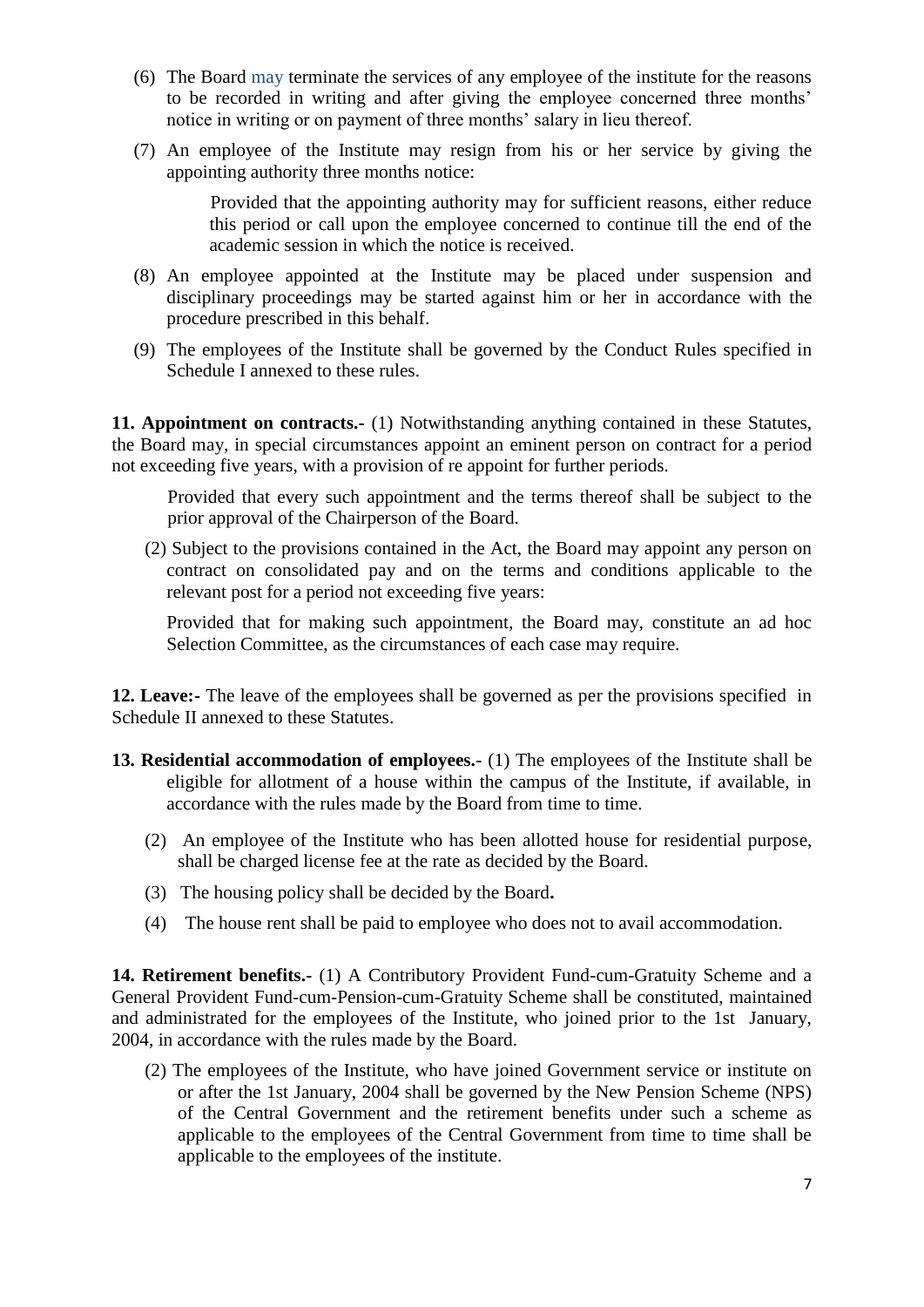(6) The Board may terminate the services of any employee of the institute for the reasons to be recorded in writing and after giving the employee concerned three months' notice in writing or on payment of three months' salary in lieu thereof.

(7) An employee of the Institute may resign from his or her service by giving the appointing authority three months notice:

> Provided that the appointing authority may for sufficient reasons, either reduce this period or call upon the employee concerned to continue till the end of the academic session in which the notice is received.

(8) An employee appointed at the Institute may be placed under suspension and disciplinary proceedings may be started against him or her in accordance with the procedure prescribed in this behalf.

(9) The employees of the Institute shall be governed by the Conduct Rules specified in Schedule I annexed to these rules.

**11. Appointment on contracts.-** (1) Notwithstanding anything contained in these Statutes, the Board may, in special circumstances appoint an eminent person on contract for a period not exceeding five years, with a provision of re appoint for further periods.

> Provided that every such appointment and the terms thereof shall be subject to the prior approval of the Chairperson of the Board.

(2) Subject to the provisions contained in the Act, the Board may appoint any person on contract on consolidated pay and on the terms and conditions applicable to the relevant post for a period not exceeding five years:

> Provided that for making such appointment, the Board may, constitute an ad hoc Selection Committee, as the circumstances of each case may require.

**12. Leave:-** The leave of the employees shall be governed as per the provisions specified in Schedule II annexed to these Statutes.

**13. Residential accommodation of employees.-** (1) The employees of the Institute shall be eligible for allotment of a house within the campus of the Institute, if available, in accordance with the rules made by the Board from time to time.

(2) An employee of the Institute who has been allotted house for residential purpose, shall be charged license fee at the rate as decided by the Board.

(3) The housing policy shall be decided by the Board**.**

(4) The house rent shall be paid to employee who does not to avail accommodation.

**14. Retirement benefits.-** (1) A Contributory Provident Fund-cum-Gratuity Scheme and a General Provident Fund-cum-Pension-cum-Gratuity Scheme shall be constituted, maintained and administrated for the employees of the Institute, who joined prior to the 1st January, 2004, in accordance with the rules made by the Board.

(2) The employees of the Institute, who have joined Government service or institute on or after the 1st January, 2004 shall be governed by the New Pension Scheme (NPS) of the Central Government and the retirement benefits under such a scheme as applicable to the employees of the Central Government from time to time shall be applicable to the employees of the institute.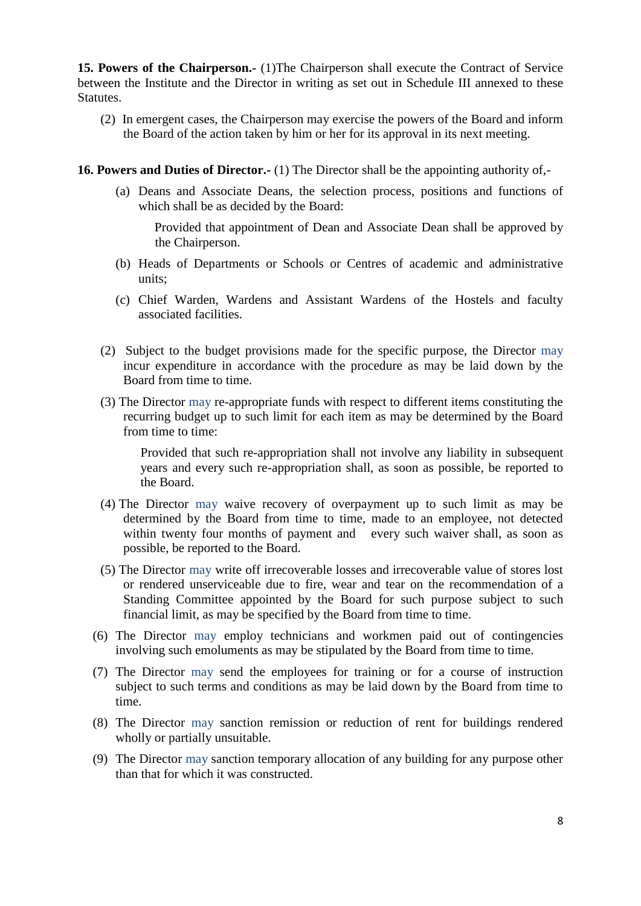**15. Powers of the Chairperson.-** (1)The Chairperson shall execute the Contract of Service between the Institute and the Director in writing as set out in Schedule III annexed to these Statutes.

(2) In emergent cases, the Chairperson may exercise the powers of the Board and inform the Board of the action taken by him or her for its approval in its next meeting.

**16. Powers and Duties of Director.-** (1) The Director shall be the appointing authority of,-

(a) Deans and Associate Deans, the selection process, positions and functions of which shall be as decided by the Board:

Provided that appointment of Dean and Associate Dean shall be approved by the Chairperson.

(b) Heads of Departments or Schools or Centres of academic and administrative units;

(c) Chief Warden, Wardens and Assistant Wardens of the Hostels and faculty associated facilities.

(2) Subject to the budget provisions made for the specific purpose, the Director may incur expenditure in accordance with the procedure as may be laid down by the Board from time to time.

(3) The Director may re-appropriate funds with respect to different items constituting the recurring budget up to such limit for each item as may be determined by the Board from time to time:

Provided that such re-appropriation shall not involve any liability in subsequent years and every such re-appropriation shall, as soon as possible, be reported to the Board.

(4) The Director may waive recovery of overpayment up to such limit as may be determined by the Board from time to time, made to an employee, not detected within twenty four months of payment and every such waiver shall, as soon as possible, be reported to the Board.

(5) The Director may write off irrecoverable losses and irrecoverable value of stores lost or rendered unserviceable due to fire, wear and tear on the recommendation of a Standing Committee appointed by the Board for such purpose subject to such financial limit, as may be specified by the Board from time to time.

(6) The Director may employ technicians and workmen paid out of contingencies involving such emoluments as may be stipulated by the Board from time to time.

(7) The Director may send the employees for training or for a course of instruction subject to such terms and conditions as may be laid down by the Board from time to time.

(8) The Director may sanction remission or reduction of rent for buildings rendered wholly or partially unsuitable.

(9) The Director may sanction temporary allocation of any building for any purpose other than that for which it was constructed.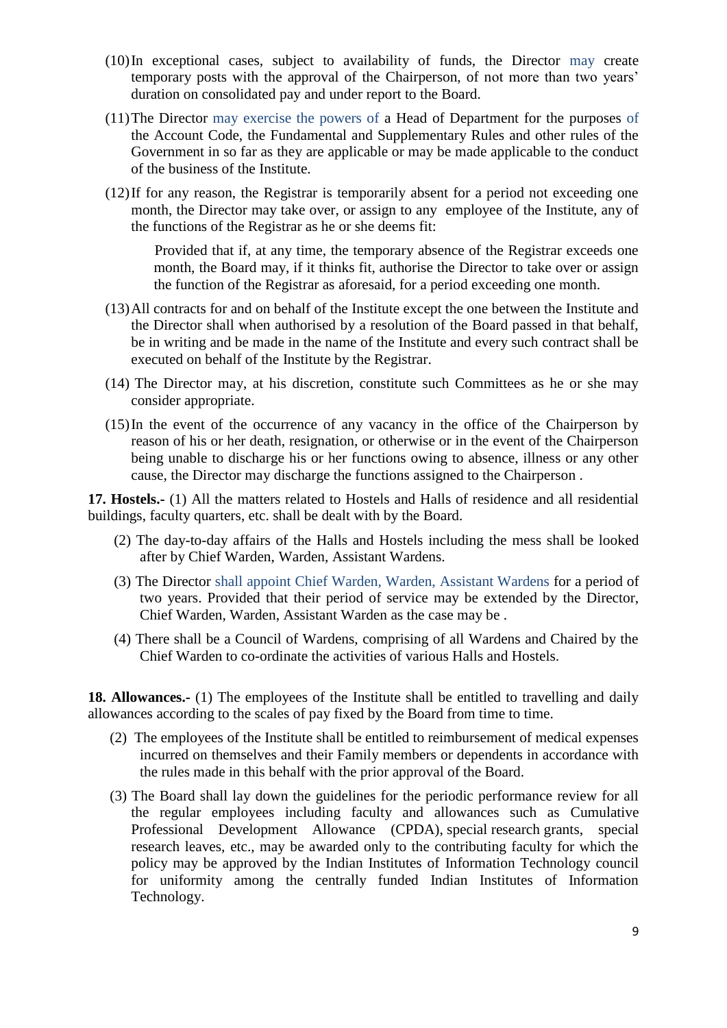(10) In exceptional cases, subject to availability of funds, the Director may create temporary posts with the approval of the Chairperson, of not more than two years' duration on consolidated pay and under report to the Board.

(11) The Director may exercise the powers of a Head of Department for the purposes of the Account Code, the Fundamental and Supplementary Rules and other rules of the Government in so far as they are applicable or may be made applicable to the conduct of the business of the Institute.

(12) If for any reason, the Registrar is temporarily absent for a period not exceeding one month, the Director may take over, or assign to any employee of the Institute, any of the functions of the Registrar as he or she deems fit:

Provided that if, at any time, the temporary absence of the Registrar exceeds one month, the Board may, if it thinks fit, authorise the Director to take over or assign the function of the Registrar as aforesaid, for a period exceeding one month.

(13) All contracts for and on behalf of the Institute except the one between the Institute and the Director shall when authorised by a resolution of the Board passed in that behalf, be in writing and be made in the name of the Institute and every such contract shall be executed on behalf of the Institute by the Registrar.

(14) The Director may, at his discretion, constitute such Committees as he or she may consider appropriate.

(15) In the event of the occurrence of any vacancy in the office of the Chairperson by reason of his or her death, resignation, or otherwise or in the event of the Chairperson being unable to discharge his or her functions owing to absence, illness or any other cause, the Director may discharge the functions assigned to the Chairperson .

**17. Hostels.-** (1) All the matters related to Hostels and Halls of residence and all residential buildings, faculty quarters, etc. shall be dealt with by the Board.

(2) The day-to-day affairs of the Halls and Hostels including the mess shall be looked after by Chief Warden, Warden, Assistant Wardens.

(3) The Director shall appoint Chief Warden, Warden, Assistant Wardens for a period of two years. Provided that their period of service may be extended by the Director, Chief Warden, Warden, Assistant Warden as the case may be .

(4) There shall be a Council of Wardens, comprising of all Wardens and Chaired by the Chief Warden to co-ordinate the activities of various Halls and Hostels.

**18. Allowances.-** (1) The employees of the Institute shall be entitled to travelling and daily allowances according to the scales of pay fixed by the Board from time to time.

(2) The employees of the Institute shall be entitled to reimbursement of medical expenses incurred on themselves and their Family members or dependents in accordance with the rules made in this behalf with the prior approval of the Board.

(3) The Board shall lay down the guidelines for the periodic performance review for all the regular employees including faculty and allowances such as Cumulative Professional Development Allowance (CPDA), special research grants, special research leaves, etc., may be awarded only to the contributing faculty for which the policy may be approved by the Indian Institutes of Information Technology council for uniformity among the centrally funded Indian Institutes of Information Technology.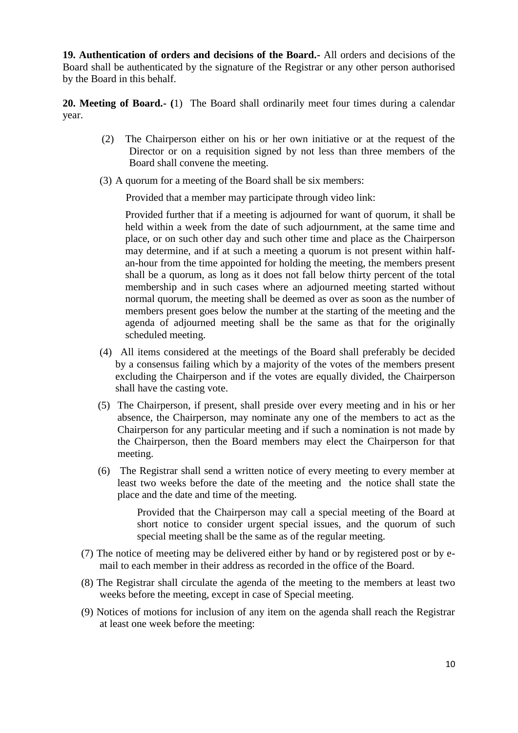**19. Authentication of orders and decisions of the Board.-** All orders and decisions of the Board shall be authenticated by the signature of the Registrar or any other person authorised by the Board in this behalf.

**20. Meeting of Board.- (**1) The Board shall ordinarily meet four times during a calendar year.

(2) The Chairperson either on his or her own initiative or at the request of the Director or on a requisition signed by not less than three members of the Board shall convene the meeting.

(3) A quorum for a meeting of the Board shall be six members:

Provided that a member may participate through video link:

Provided further that if a meeting is adjourned for want of quorum, it shall be held within a week from the date of such adjournment, at the same time and place, or on such other day and such other time and place as the Chairperson may determine, and if at such a meeting a quorum is not present within half-an-hour from the time appointed for holding the meeting, the members present shall be a quorum, as long as it does not fall below thirty percent of the total membership and in such cases where an adjourned meeting started without normal quorum, the meeting shall be deemed as over as soon as the number of members present goes below the number at the starting of the meeting and the agenda of adjourned meeting shall be the same as that for the originally scheduled meeting.

(4) All items considered at the meetings of the Board shall preferably be decided by a consensus failing which by a majority of the votes of the members present excluding the Chairperson and if the votes are equally divided, the Chairperson shall have the casting vote.

(5) The Chairperson, if present, shall preside over every meeting and in his or her absence, the Chairperson, may nominate any one of the members to act as the Chairperson for any particular meeting and if such a nomination is not made by the Chairperson, then the Board members may elect the Chairperson for that meeting.

(6) The Registrar shall send a written notice of every meeting to every member at least two weeks before the date of the meeting and the notice shall state the place and the date and time of the meeting.

Provided that the Chairperson may call a special meeting of the Board at short notice to consider urgent special issues, and the quorum of such special meeting shall be the same as of the regular meeting.

(7) The notice of meeting may be delivered either by hand or by registered post or by e-mail to each member in their address as recorded in the office of the Board.

(8) The Registrar shall circulate the agenda of the meeting to the members at least two weeks before the meeting, except in case of Special meeting.

(9) Notices of motions for inclusion of any item on the agenda shall reach the Registrar at least one week before the meeting: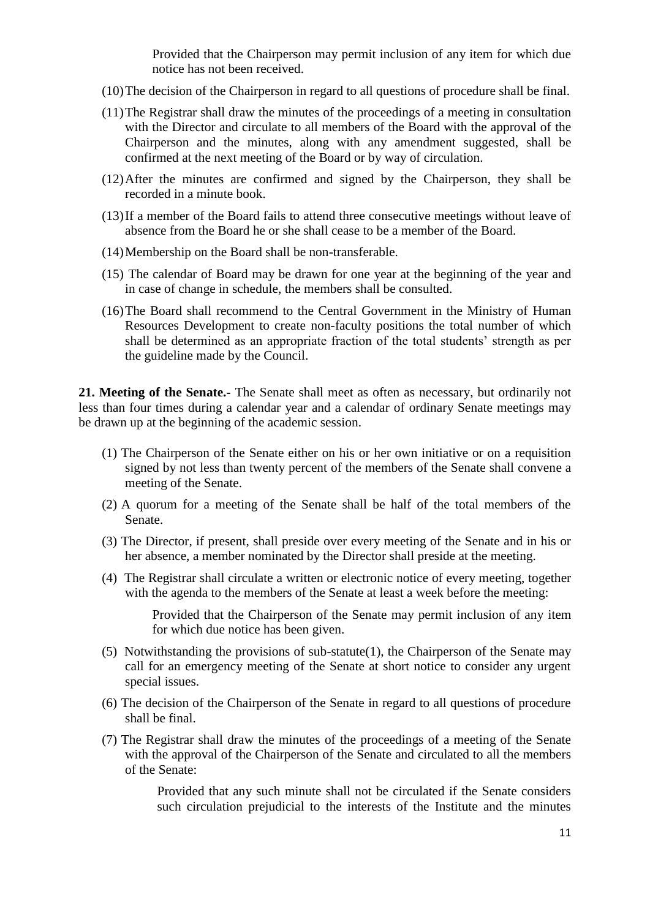Provided that the Chairperson may permit inclusion of any item for which due notice has not been received.

(10) The decision of the Chairperson in regard to all questions of procedure shall be final.

(11) The Registrar shall draw the minutes of the proceedings of a meeting in consultation with the Director and circulate to all members of the Board with the approval of the Chairperson and the minutes, along with any amendment suggested, shall be confirmed at the next meeting of the Board or by way of circulation.

(12) After the minutes are confirmed and signed by the Chairperson, they shall be recorded in a minute book.

(13) If a member of the Board fails to attend three consecutive meetings without leave of absence from the Board he or she shall cease to be a member of the Board.

(14) Membership on the Board shall be non-transferable.

(15) The calendar of Board may be drawn for one year at the beginning of the year and in case of change in schedule, the members shall be consulted.

(16) The Board shall recommend to the Central Government in the Ministry of Human Resources Development to create non-faculty positions the total number of which shall be determined as an appropriate fraction of the total students' strength as per the guideline made by the Council.

**21. Meeting of the Senate.-** The Senate shall meet as often as necessary, but ordinarily not less than four times during a calendar year and a calendar of ordinary Senate meetings may be drawn up at the beginning of the academic session.

(1) The Chairperson of the Senate either on his or her own initiative or on a requisition signed by not less than twenty percent of the members of the Senate shall convene a meeting of the Senate.

(2) A quorum for a meeting of the Senate shall be half of the total members of the Senate.

(3) The Director, if present, shall preside over every meeting of the Senate and in his or her absence, a member nominated by the Director shall preside at the meeting.

(4) The Registrar shall circulate a written or electronic notice of every meeting, together with the agenda to the members of the Senate at least a week before the meeting:

Provided that the Chairperson of the Senate may permit inclusion of any item for which due notice has been given.

(5) Notwithstanding the provisions of sub-statute(1), the Chairperson of the Senate may call for an emergency meeting of the Senate at short notice to consider any urgent special issues.

(6) The decision of the Chairperson of the Senate in regard to all questions of procedure shall be final.

(7) The Registrar shall draw the minutes of the proceedings of a meeting of the Senate with the approval of the Chairperson of the Senate and circulated to all the members of the Senate:

Provided that any such minute shall not be circulated if the Senate considers such circulation prejudicial to the interests of the Institute and the minutes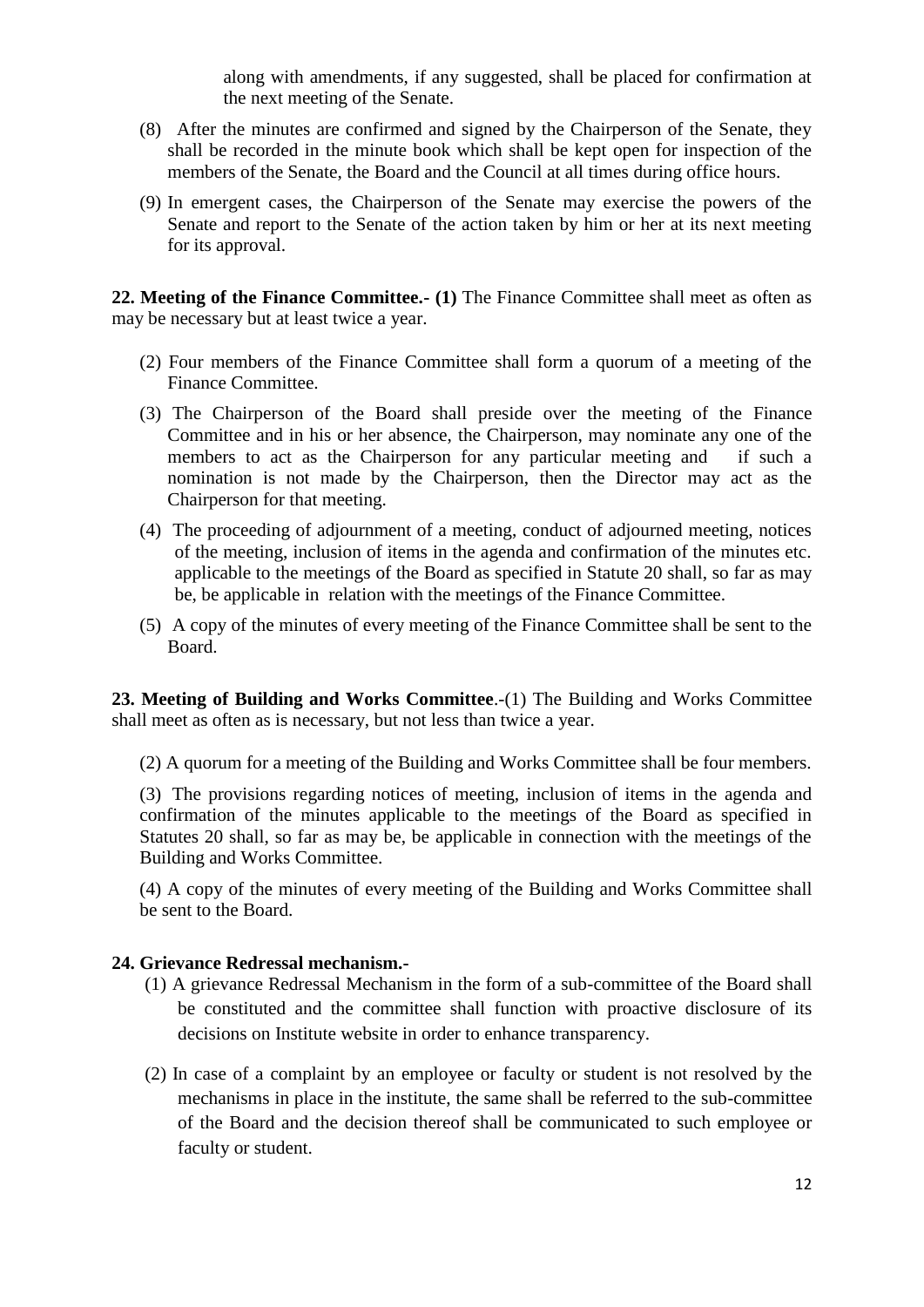along with amendments, if any suggested, shall be placed for confirmation at the next meeting of the Senate.

(8) After the minutes are confirmed and signed by the Chairperson of the Senate, they shall be recorded in the minute book which shall be kept open for inspection of the members of the Senate, the Board and the Council at all times during office hours.

(9) In emergent cases, the Chairperson of the Senate may exercise the powers of the Senate and report to the Senate of the action taken by him or her at its next meeting for its approval.

**22. Meeting of the Finance Committee.- (1)** The Finance Committee shall meet as often as may be necessary but at least twice a year.

(2) Four members of the Finance Committee shall form a quorum of a meeting of the Finance Committee.

(3) The Chairperson of the Board shall preside over the meeting of the Finance Committee and in his or her absence, the Chairperson, may nominate any one of the members to act as the Chairperson for any particular meeting and if such a nomination is not made by the Chairperson, then the Director may act as the Chairperson for that meeting.

(4) The proceeding of adjournment of a meeting, conduct of adjourned meeting, notices of the meeting, inclusion of items in the agenda and confirmation of the minutes etc. applicable to the meetings of the Board as specified in Statute 20 shall, so far as may be, be applicable in relation with the meetings of the Finance Committee.

(5) A copy of the minutes of every meeting of the Finance Committee shall be sent to the Board.

**23. Meeting of Building and Works Committee**.-(1) The Building and Works Committee shall meet as often as is necessary, but not less than twice a year.

(2) A quorum for a meeting of the Building and Works Committee shall be four members.

(3) The provisions regarding notices of meeting, inclusion of items in the agenda and confirmation of the minutes applicable to the meetings of the Board as specified in Statutes 20 shall, so far as may be, be applicable in connection with the meetings of the Building and Works Committee.

(4) A copy of the minutes of every meeting of the Building and Works Committee shall be sent to the Board.

**24. Grievance Redressal mechanism.-**

(1) A grievance Redressal Mechanism in the form of a sub-committee of the Board shall be constituted and the committee shall function with proactive disclosure of its decisions on Institute website in order to enhance transparency.

(2) In case of a complaint by an employee or faculty or student is not resolved by the mechanisms in place in the institute, the same shall be referred to the sub-committee of the Board and the decision thereof shall be communicated to such employee or faculty or student.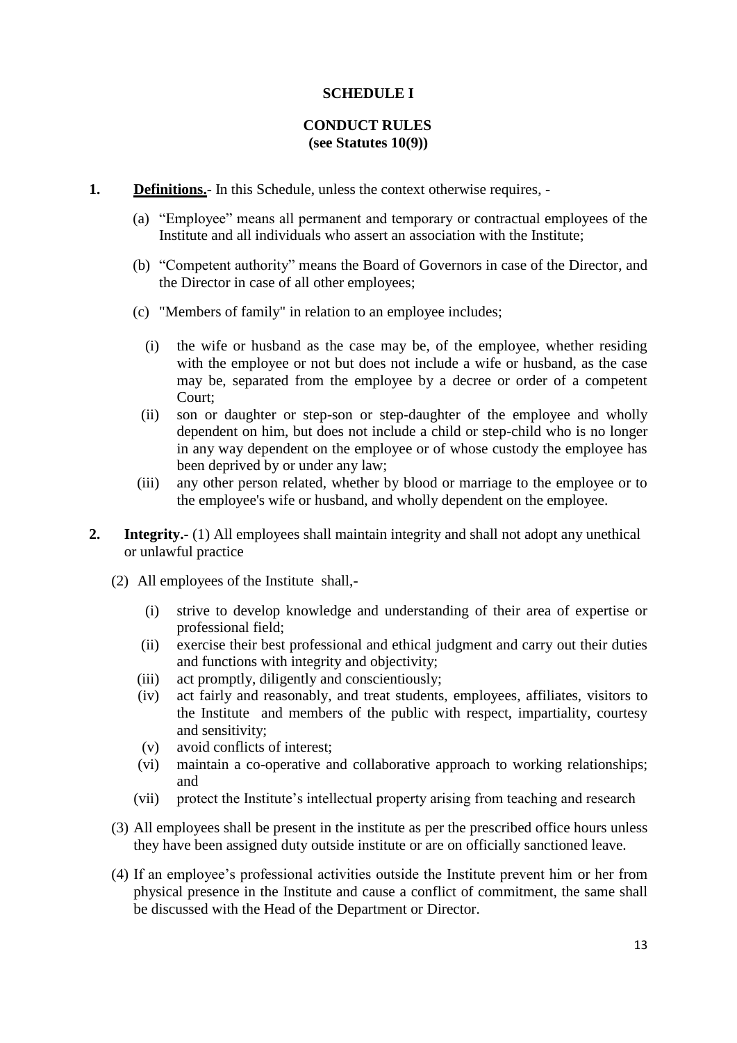## SCHEDULE I

## CONDUCT RULES
**(see Statutes 10(9))**

**1. Definitions.**- In this Schedule, unless the context otherwise requires, -

(a) "Employee" means all permanent and temporary or contractual employees of the Institute and all individuals who assert an association with the Institute;

(b) "Competent authority" means the Board of Governors in case of the Director, and the Director in case of all other employees;

(c) "Members of family" in relation to an employee includes;

(i) the wife or husband as the case may be, of the employee, whether residing with the employee or not but does not include a wife or husband, as the case may be, separated from the employee by a decree or order of a competent Court;

(ii) son or daughter or step-son or step-daughter of the employee and wholly dependent on him, but does not include a child or step-child who is no longer in any way dependent on the employee or of whose custody the employee has been deprived by or under any law;

(iii) any other person related, whether by blood or marriage to the employee or to the employee's wife or husband, and wholly dependent on the employee.

**2. Integrity.-** (1) All employees shall maintain integrity and shall not adopt any unethical or unlawful practice

(2) All employees of the Institute shall,-

(i) strive to develop knowledge and understanding of their area of expertise or professional field;

(ii) exercise their best professional and ethical judgment and carry out their duties and functions with integrity and objectivity;

(iii) act promptly, diligently and conscientiously;

(iv) act fairly and reasonably, and treat students, employees, affiliates, visitors to the Institute and members of the public with respect, impartiality, courtesy and sensitivity;

(v) avoid conflicts of interest;

(vi) maintain a co-operative and collaborative approach to working relationships; and

(vii) protect the Institute's intellectual property arising from teaching and research

(3) All employees shall be present in the institute as per the prescribed office hours unless they have been assigned duty outside institute or are on officially sanctioned leave.

(4) If an employee's professional activities outside the Institute prevent him or her from physical presence in the Institute and cause a conflict of commitment, the same shall be discussed with the Head of the Department or Director.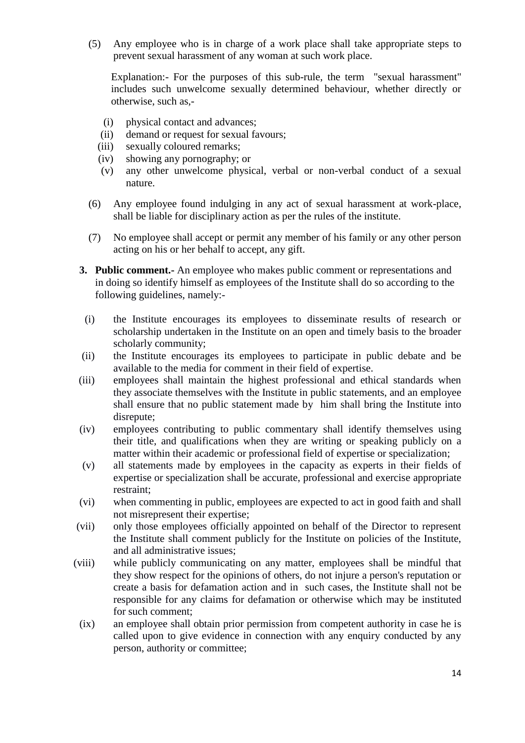(5) Any employee who is in charge of a work place shall take appropriate steps to prevent sexual harassment of any woman at such work place.

Explanation:- For the purposes of this sub-rule, the term "sexual harassment" includes such unwelcome sexually determined behaviour, whether directly or otherwise, such as,-

(i) physical contact and advances;
(ii) demand or request for sexual favours;
(iii) sexually coloured remarks;
(iv) showing any pornography; or
(v) any other unwelcome physical, verbal or non-verbal conduct of a sexual nature.

(6) Any employee found indulging in any act of sexual harassment at work-place, shall be liable for disciplinary action as per the rules of the institute.

(7) No employee shall accept or permit any member of his family or any other person acting on his or her behalf to accept, any gift.

**3. Public comment.-** An employee who makes public comment or representations and in doing so identify himself as employees of the Institute shall do so according to the following guidelines, namely:-

(i) the Institute encourages its employees to disseminate results of research or scholarship undertaken in the Institute on an open and timely basis to the broader scholarly community;

(ii) the Institute encourages its employees to participate in public debate and be available to the media for comment in their field of expertise.

(iii) employees shall maintain the highest professional and ethical standards when they associate themselves with the Institute in public statements, and an employee shall ensure that no public statement made by him shall bring the Institute into disrepute;

(iv) employees contributing to public commentary shall identify themselves using their title, and qualifications when they are writing or speaking publicly on a matter within their academic or professional field of expertise or specialization;

(v) all statements made by employees in the capacity as experts in their fields of expertise or specialization shall be accurate, professional and exercise appropriate restraint;

(vi) when commenting in public, employees are expected to act in good faith and shall not misrepresent their expertise;

(vii) only those employees officially appointed on behalf of the Director to represent the Institute shall comment publicly for the Institute on policies of the Institute, and all administrative issues;

(viii) while publicly communicating on any matter, employees shall be mindful that they show respect for the opinions of others, do not injure a person's reputation or create a basis for defamation action and in such cases, the Institute shall not be responsible for any claims for defamation or otherwise which may be instituted for such comment;

(ix) an employee shall obtain prior permission from competent authority in case he is called upon to give evidence in connection with any enquiry conducted by any person, authority or committee;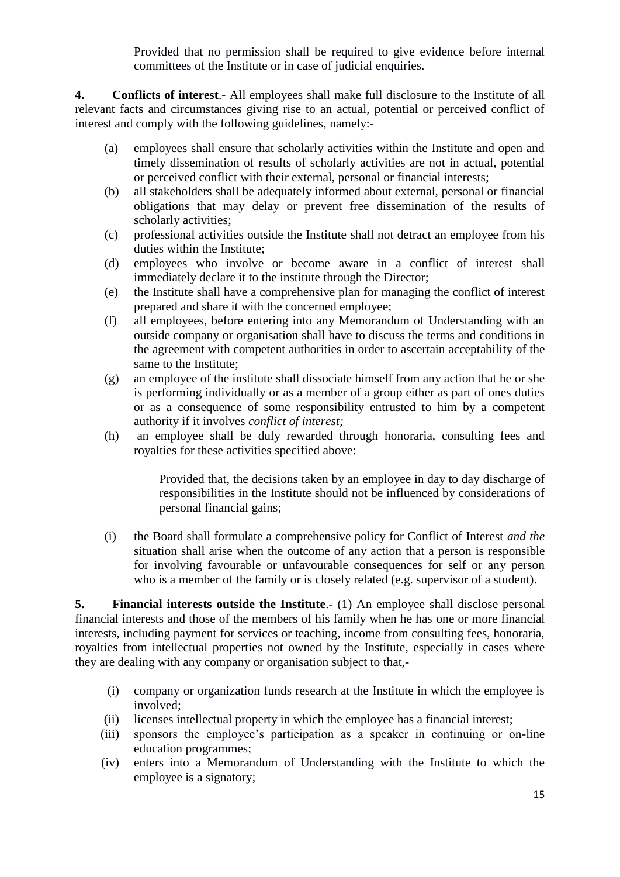Provided that no permission shall be required to give evidence before internal committees of the Institute or in case of judicial enquiries.

**4. Conflicts of interest**.- All employees shall make full disclosure to the Institute of all relevant facts and circumstances giving rise to an actual, potential or perceived conflict of interest and comply with the following guidelines, namely:-

- (a) employees shall ensure that scholarly activities within the Institute and open and timely dissemination of results of scholarly activities are not in actual, potential or perceived conflict with their external, personal or financial interests;
- (b) all stakeholders shall be adequately informed about external, personal or financial obligations that may delay or prevent free dissemination of the results of scholarly activities;
- (c) professional activities outside the Institute shall not detract an employee from his duties within the Institute;
- (d) employees who involve or become aware in a conflict of interest shall immediately declare it to the institute through the Director;
- (e) the Institute shall have a comprehensive plan for managing the conflict of interest prepared and share it with the concerned employee;
- (f) all employees, before entering into any Memorandum of Understanding with an outside company or organisation shall have to discuss the terms and conditions in the agreement with competent authorities in order to ascertain acceptability of the same to the Institute;
- (g) an employee of the institute shall dissociate himself from any action that he or she is performing individually or as a member of a group either as part of ones duties or as a consequence of some responsibility entrusted to him by a competent authority if it involves *conflict of interest;*
- (h) an employee shall be duly rewarded through honoraria, consulting fees and royalties for these activities specified above:

  Provided that, the decisions taken by an employee in day to day discharge of responsibilities in the Institute should not be influenced by considerations of personal financial gains;

- (i) the Board shall formulate a comprehensive policy for Conflict of Interest *and the* situation shall arise when the outcome of any action that a person is responsible for involving favourable or unfavourable consequences for self or any person who is a member of the family or is closely related (e.g. supervisor of a student).

**5. Financial interests outside the Institute**.- (1) An employee shall disclose personal financial interests and those of the members of his family when he has one or more financial interests, including payment for services or teaching, income from consulting fees, honoraria, royalties from intellectual properties not owned by the Institute, especially in cases where they are dealing with any company or organisation subject to that,-

- (i) company or organization funds research at the Institute in which the employee is involved;
- (ii) licenses intellectual property in which the employee has a financial interest;
- (iii) sponsors the employee's participation as a speaker in continuing or on-line education programmes;
- (iv) enters into a Memorandum of Understanding with the Institute to which the employee is a signatory;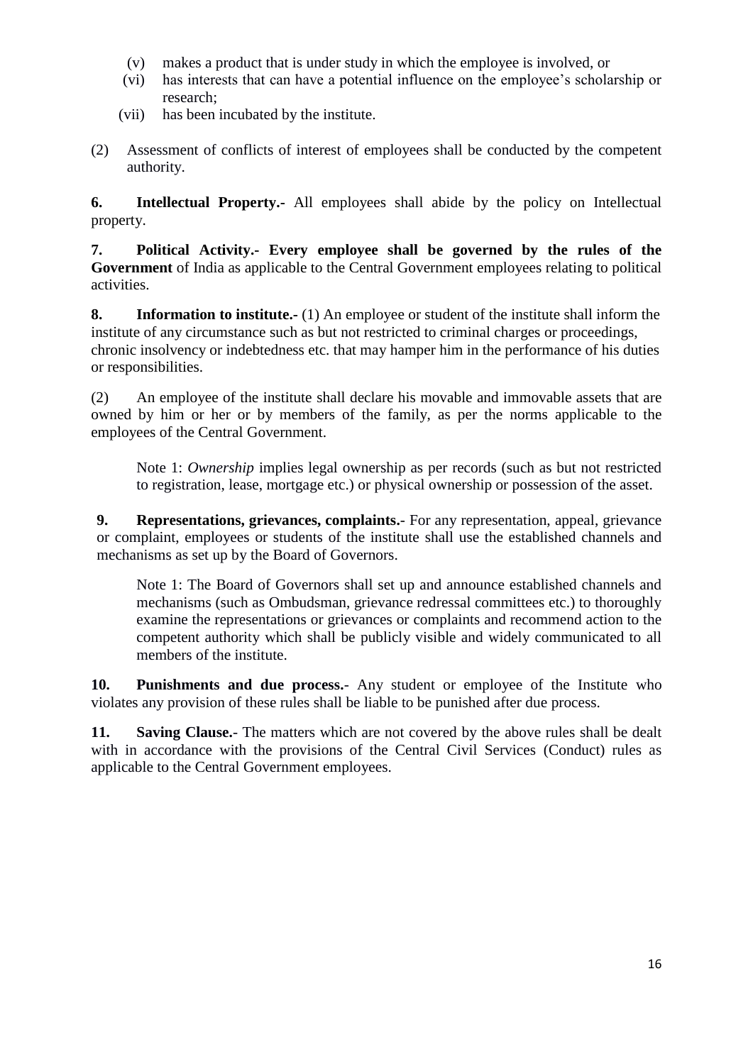(v) makes a product that is under study in which the employee is involved, or

(vi) has interests that can have a potential influence on the employee's scholarship or research;

(vii) has been incubated by the institute.

(2) Assessment of conflicts of interest of employees shall be conducted by the competent authority.

**6. Intellectual Property.-** All employees shall abide by the policy on Intellectual property.

**7. Political Activity.- Every employee shall be governed by the rules of the Government** of India as applicable to the Central Government employees relating to political activities.

**8. Information to institute.-** (1) An employee or student of the institute shall inform the institute of any circumstance such as but not restricted to criminal charges or proceedings, chronic insolvency or indebtedness etc. that may hamper him in the performance of his duties or responsibilities.

(2) An employee of the institute shall declare his movable and immovable assets that are owned by him or her or by members of the family, as per the norms applicable to the employees of the Central Government.

Note 1: *Ownership* implies legal ownership as per records (such as but not restricted to registration, lease, mortgage etc.) or physical ownership or possession of the asset.

**9. Representations, grievances, complaints.**- For any representation, appeal, grievance or complaint, employees or students of the institute shall use the established channels and mechanisms as set up by the Board of Governors.

Note 1: The Board of Governors shall set up and announce established channels and mechanisms (such as Ombudsman, grievance redressal committees etc.) to thoroughly examine the representations or grievances or complaints and recommend action to the competent authority which shall be publicly visible and widely communicated to all members of the institute.

**10. Punishments and due process.**- Any student or employee of the Institute who violates any provision of these rules shall be liable to be punished after due process.

**11. Saving Clause.**- The matters which are not covered by the above rules shall be dealt with in accordance with the provisions of the Central Civil Services (Conduct) rules as applicable to the Central Government employees.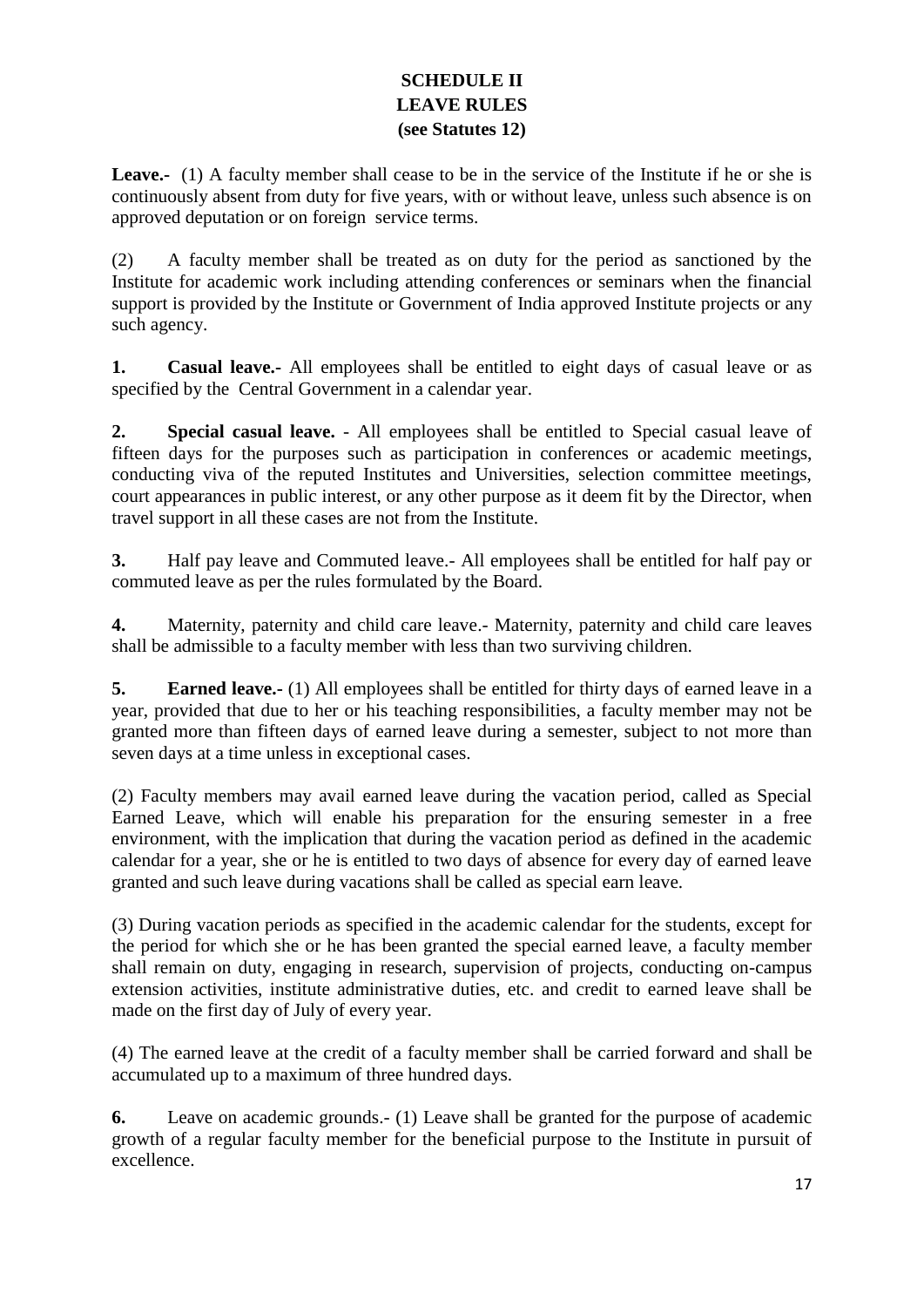## SCHEDULE II
## LEAVE RULES
### (see Statutes 12)

**Leave.-** (1) A faculty member shall cease to be in the service of the Institute if he or she is continuously absent from duty for five years, with or without leave, unless such absence is on approved deputation or on foreign service terms.

(2) A faculty member shall be treated as on duty for the period as sanctioned by the Institute for academic work including attending conferences or seminars when the financial support is provided by the Institute or Government of India approved Institute projects or any such agency.

**1. Casual leave.-** All employees shall be entitled to eight days of casual leave or as specified by the Central Government in a calendar year.

**2. Special casual leave.** - All employees shall be entitled to Special casual leave of fifteen days for the purposes such as participation in conferences or academic meetings, conducting viva of the reputed Institutes and Universities, selection committee meetings, court appearances in public interest, or any other purpose as it deem fit by the Director, when travel support in all these cases are not from the Institute.

**3.** Half pay leave and Commuted leave.- All employees shall be entitled for half pay or commuted leave as per the rules formulated by the Board.

**4.** Maternity, paternity and child care leave.- Maternity, paternity and child care leaves shall be admissible to a faculty member with less than two surviving children.

**5. Earned leave.-** (1) All employees shall be entitled for thirty days of earned leave in a year, provided that due to her or his teaching responsibilities, a faculty member may not be granted more than fifteen days of earned leave during a semester, subject to not more than seven days at a time unless in exceptional cases.

(2) Faculty members may avail earned leave during the vacation period, called as Special Earned Leave, which will enable his preparation for the ensuring semester in a free environment, with the implication that during the vacation period as defined in the academic calendar for a year, she or he is entitled to two days of absence for every day of earned leave granted and such leave during vacations shall be called as special earn leave.

(3) During vacation periods as specified in the academic calendar for the students, except for the period for which she or he has been granted the special earned leave, a faculty member shall remain on duty, engaging in research, supervision of projects, conducting on-campus extension activities, institute administrative duties, etc. and credit to earned leave shall be made on the first day of July of every year.

(4) The earned leave at the credit of a faculty member shall be carried forward and shall be accumulated up to a maximum of three hundred days.

**6.** Leave on academic grounds.- (1) Leave shall be granted for the purpose of academic growth of a regular faculty member for the beneficial purpose to the Institute in pursuit of excellence.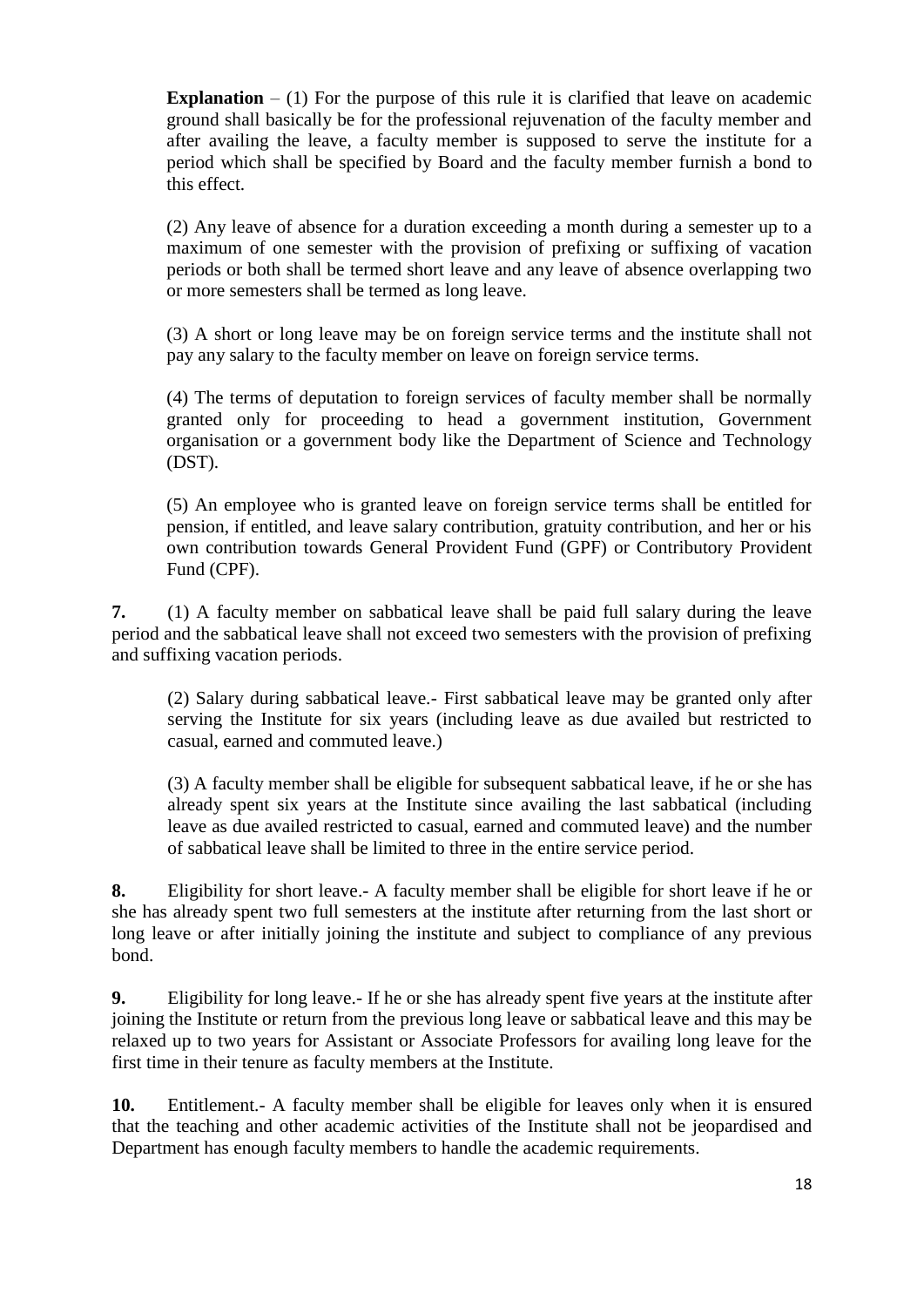**Explanation** – (1) For the purpose of this rule it is clarified that leave on academic ground shall basically be for the professional rejuvenation of the faculty member and after availing the leave, a faculty member is supposed to serve the institute for a period which shall be specified by Board and the faculty member furnish a bond to this effect.

(2) Any leave of absence for a duration exceeding a month during a semester up to a maximum of one semester with the provision of prefixing or suffixing of vacation periods or both shall be termed short leave and any leave of absence overlapping two or more semesters shall be termed as long leave.

(3) A short or long leave may be on foreign service terms and the institute shall not pay any salary to the faculty member on leave on foreign service terms.

(4) The terms of deputation to foreign services of faculty member shall be normally granted only for proceeding to head a government institution, Government organisation or a government body like the Department of Science and Technology (DST).

(5) An employee who is granted leave on foreign service terms shall be entitled for pension, if entitled, and leave salary contribution, gratuity contribution, and her or his own contribution towards General Provident Fund (GPF) or Contributory Provident Fund (CPF).

**7.** (1) A faculty member on sabbatical leave shall be paid full salary during the leave period and the sabbatical leave shall not exceed two semesters with the provision of prefixing and suffixing vacation periods.

(2) Salary during sabbatical leave.- First sabbatical leave may be granted only after serving the Institute for six years (including leave as due availed but restricted to casual, earned and commuted leave.)

(3) A faculty member shall be eligible for subsequent sabbatical leave, if he or she has already spent six years at the Institute since availing the last sabbatical (including leave as due availed restricted to casual, earned and commuted leave) and the number of sabbatical leave shall be limited to three in the entire service period.

**8.** Eligibility for short leave.- A faculty member shall be eligible for short leave if he or she has already spent two full semesters at the institute after returning from the last short or long leave or after initially joining the institute and subject to compliance of any previous bond.

**9.** Eligibility for long leave.- If he or she has already spent five years at the institute after joining the Institute or return from the previous long leave or sabbatical leave and this may be relaxed up to two years for Assistant or Associate Professors for availing long leave for the first time in their tenure as faculty members at the Institute.

**10.** Entitlement.- A faculty member shall be eligible for leaves only when it is ensured that the teaching and other academic activities of the Institute shall not be jeopardised and Department has enough faculty members to handle the academic requirements.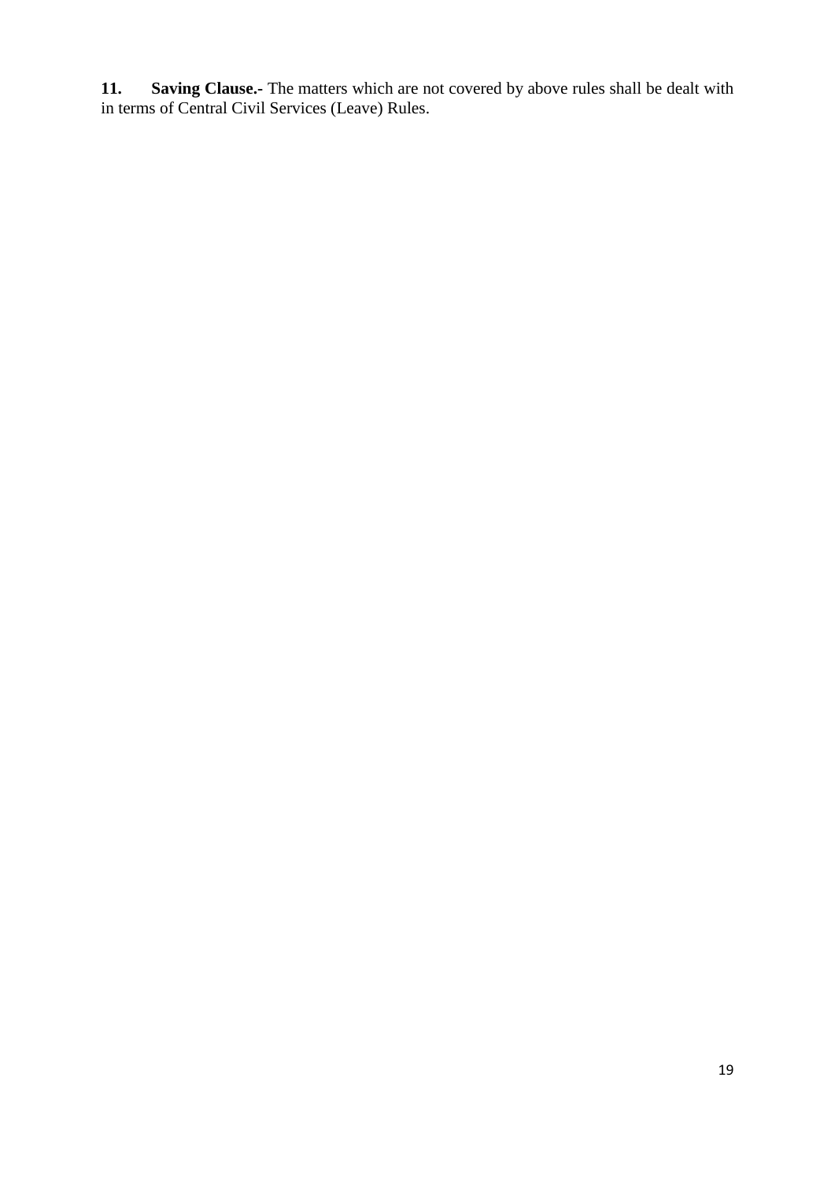**11. Saving Clause.-** The matters which are not covered by above rules shall be dealt with in terms of Central Civil Services (Leave) Rules.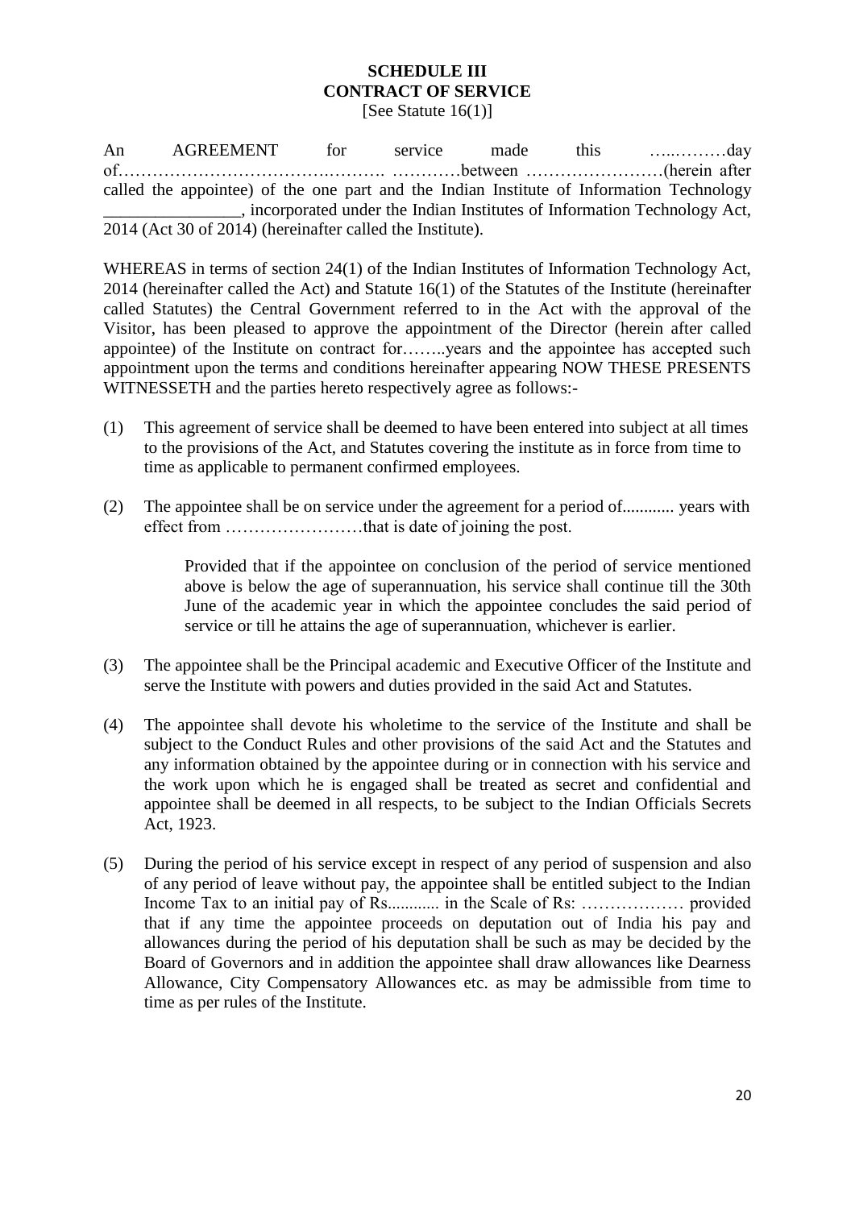**SCHEDULE III**
**CONTRACT OF SERVICE**
[See Statute 16(1)]

An AGREEMENT for service made this …..………day of……………………………….………. …………between ……………………(herein after called the appointee) of the one part and the Indian Institute of Information Technology _______________, incorporated under the Indian Institutes of Information Technology Act, 2014 (Act 30 of 2014) (hereinafter called the Institute).

WHEREAS in terms of section 24(1) of the Indian Institutes of Information Technology Act, 2014 (hereinafter called the Act) and Statute 16(1) of the Statutes of the Institute (hereinafter called Statutes) the Central Government referred to in the Act with the approval of the Visitor, has been pleased to approve the appointment of the Director (herein after called appointee) of the Institute on contract for……..years and the appointee has accepted such appointment upon the terms and conditions hereinafter appearing NOW THESE PRESENTS WITNESSETH and the parties hereto respectively agree as follows:-

(1) This agreement of service shall be deemed to have been entered into subject at all times to the provisions of the Act, and Statutes covering the institute as in force from time to time as applicable to permanent confirmed employees.

(2) The appointee shall be on service under the agreement for a period of............ years with effect from ……………………that is date of joining the post.

> Provided that if the appointee on conclusion of the period of service mentioned above is below the age of superannuation, his service shall continue till the 30th June of the academic year in which the appointee concludes the said period of service or till he attains the age of superannuation, whichever is earlier.

(3) The appointee shall be the Principal academic and Executive Officer of the Institute and serve the Institute with powers and duties provided in the said Act and Statutes.

(4) The appointee shall devote his wholetime to the service of the Institute and shall be subject to the Conduct Rules and other provisions of the said Act and the Statutes and any information obtained by the appointee during or in connection with his service and the work upon which he is engaged shall be treated as secret and confidential and appointee shall be deemed in all respects, to be subject to the Indian Officials Secrets Act, 1923.

(5) During the period of his service except in respect of any period of suspension and also of any period of leave without pay, the appointee shall be entitled subject to the Indian Income Tax to an initial pay of Rs............ in the Scale of Rs: ……………… provided that if any time the appointee proceeds on deputation out of India his pay and allowances during the period of his deputation shall be such as may be decided by the Board of Governors and in addition the appointee shall draw allowances like Dearness Allowance, City Compensatory Allowances etc. as may be admissible from time to time as per rules of the Institute.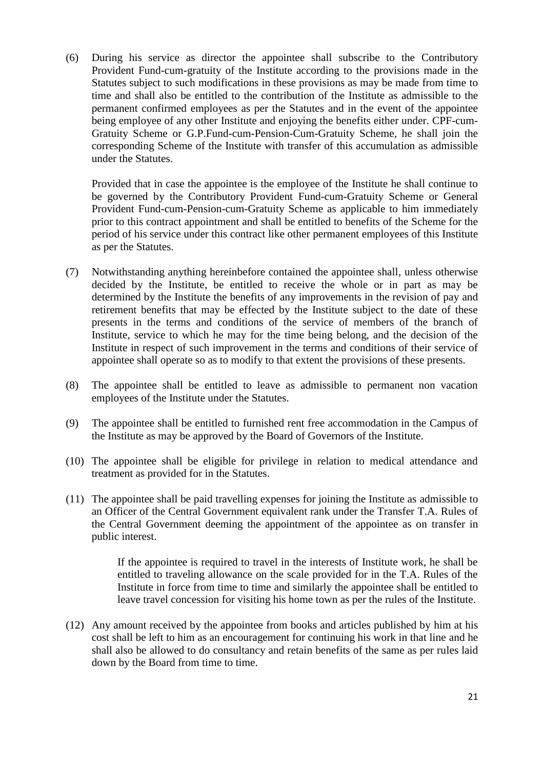(6) During his service as director the appointee shall subscribe to the Contributory Provident Fund-cum-gratuity of the Institute according to the provisions made in the Statutes subject to such modifications in these provisions as may be made from time to time and shall also be entitled to the contribution of the Institute as admissible to the permanent confirmed employees as per the Statutes and in the event of the appointee being employee of any other Institute and enjoying the benefits either under. CPF-cum-Gratuity Scheme or G.P.Fund-cum-Pension-Cum-Gratuity Scheme, he shall join the corresponding Scheme of the Institute with transfer of this accumulation as admissible under the Statutes.

Provided that in case the appointee is the employee of the Institute he shall continue to be governed by the Contributory Provident Fund-cum-Gratuity Scheme or General Provident Fund-cum-Pension-cum-Gratuity Scheme as applicable to him immediately prior to this contract appointment and shall be entitled to benefits of the Scheme for the period of his service under this contract like other permanent employees of this Institute as per the Statutes.

(7) Notwithstanding anything hereinbefore contained the appointee shall, unless otherwise decided by the Institute, be entitled to receive the whole or in part as may be determined by the Institute the benefits of any improvements in the revision of pay and retirement benefits that may be effected by the Institute subject to the date of these presents in the terms and conditions of the service of members of the branch of Institute, service to which he may for the time being belong, and the decision of the Institute in respect of such improvement in the terms and conditions of their service of appointee shall operate so as to modify to that extent the provisions of these presents.

(8) The appointee shall be entitled to leave as admissible to permanent non vacation employees of the Institute under the Statutes.

(9) The appointee shall be entitled to furnished rent free accommodation in the Campus of the Institute as may be approved by the Board of Governors of the Institute.

(10) The appointee shall be eligible for privilege in relation to medical attendance and treatment as provided for in the Statutes.

(11) The appointee shall be paid travelling expenses for joining the Institute as admissible to an Officer of the Central Government equivalent rank under the Transfer T.A. Rules of the Central Government deeming the appointment of the appointee as on transfer in public interest.

If the appointee is required to travel in the interests of Institute work, he shall be entitled to traveling allowance on the scale provided for in the T.A. Rules of the Institute in force from time to time and similarly the appointee shall be entitled to leave travel concession for visiting his home town as per the rules of the Institute.

(12) Any amount received by the appointee from books and articles published by him at his cost shall be left to him as an encouragement for continuing his work in that line and he shall also be allowed to do consultancy and retain benefits of the same as per rules laid down by the Board from time to time.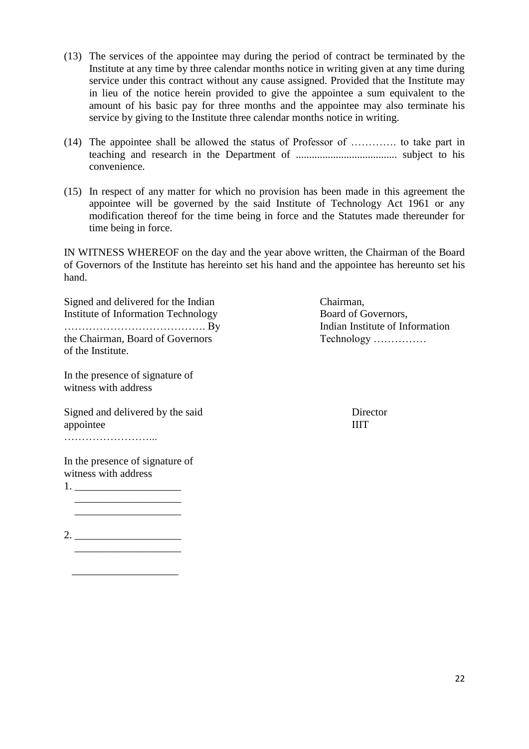(13) The services of the appointee may during the period of contract be terminated by the Institute at any time by three calendar months notice in writing given at any time during service under this contract without any cause assigned. Provided that the Institute may in lieu of the notice herein provided to give the appointee a sum equivalent to the amount of his basic pay for three months and the appointee may also terminate his service by giving to the Institute three calendar months notice in writing.

(14) The appointee shall be allowed the status of Professor of …………. to take part in teaching and research in the Department of ...................................... subject to his convenience.

(15) In respect of any matter for which no provision has been made in this agreement the appointee will be governed by the said Institute of Technology Act 1961 or any modification thereof for the time being in force and the Statutes made thereunder for time being in force.

IN WITNESS WHEREOF on the day and the year above written, the Chairman of the Board of Governors of the Institute has hereinto set his hand and the appointee has hereunto set his hand.

Signed and delivered for the Indian Institute of Information Technology …………………………………. By the Chairman, Board of Governors of the Institute.

Chairman,
Board of Governors,
Indian Institute of Information Technology ……………

In the presence of signature of witness with address

Signed and delivered by the said appointee
……………………...

Director
IIIT

In the presence of signature of witness with address

1. ____________________
____________________
____________________

2. ____________________
____________________
____________________